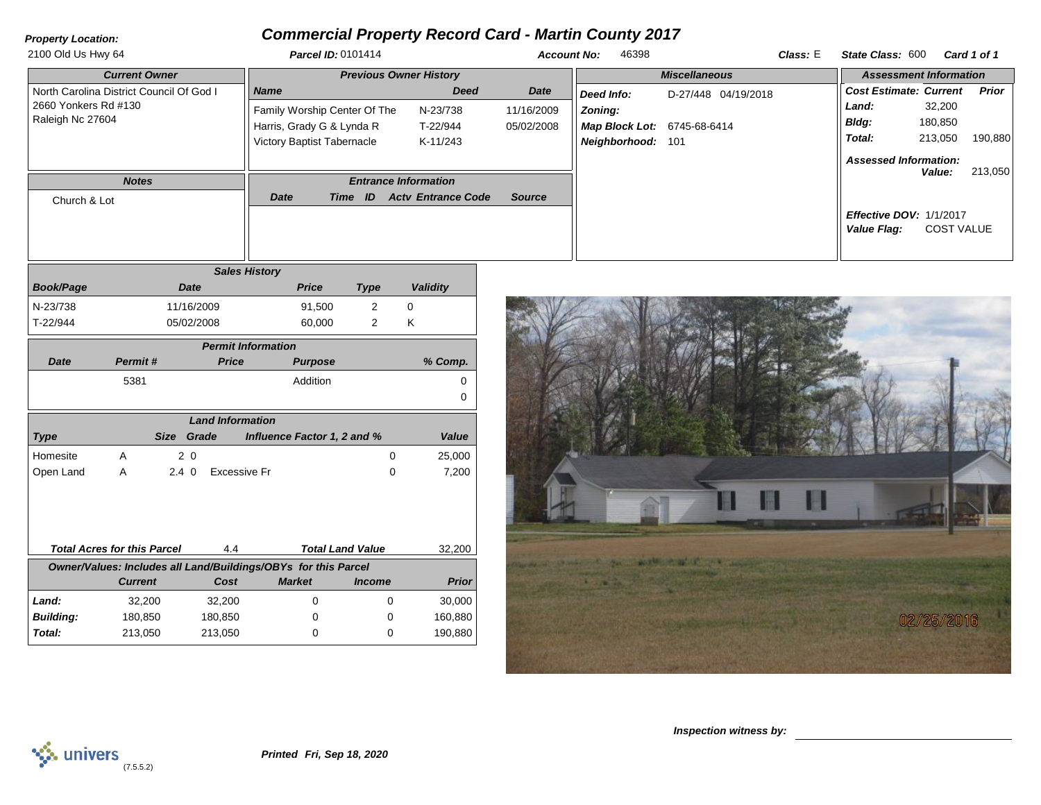# Commercial Property Record Card - Martin County 2017

**Property Location:** 2100 Old Us Hwy 64

**Parcel ID:** 0101414 **Account No:** 46398 **Class:** E **State Class:** 600 **Card 1 of 1**

## Current Owner

North Carolina District Council Of God I
2660 Yonkers Rd #130
Raleigh Nc 27604

## Previous Owner History

| Name | Deed | Date |
|---|---|---|
| Family Worship Center Of The | N-23/738 | 11/16/2009 |
| Harris, Grady G & Lynda R | T-22/944 | 05/02/2008 |
| Victory Baptist Tabernacle | K-11/243 | |

## Miscellaneous

**Deed Info:** D-27/448 04/19/2018
**Zoning:**
**Map Block Lot:** 6745-68-6414
**Neighborhood:** 101

## Assessment Information

| Cost Estimate: | Current | Prior |
|---|---|---|
| Land: | 32,200 | |
| Bldg: | 180,850 | |
| Total: | 213,050 | 190,880 |

**Assessed Information:**
**Value:** 213,050

**Effective DOV:** 1/1/2017
**Value Flag:** COST VALUE

## Notes

Church & Lot

## Entrance Information

| Date | Time | ID | Actv | Entrance Code | Source |
|---|---|---|---|---|---|

## Sales History

| Book/Page | Date | Price | Type | Validity |
|---|---|---|---|---|
| N-23/738 | 11/16/2009 | 91,500 | 2 | 0 |
| T-22/944 | 05/02/2008 | 60,000 | 2 | K |

## Permit Information

| Date | Permit # | Price | Purpose | % Comp. |
|---|---|---|---|---|
| | 5381 | | Addition | 0 |
| | | | | 0 |

## Land Information

| Type | | Size | Grade | Influence Factor 1, 2 and % | | Value |
|---|---|---|---|---|---|---|
| Homesite | A | 2 | 0 | | 0 | 25,000 |
| Open Land | A | 2.4 | 0 | Excessive Fr | 0 | 7,200 |

**Total Acres for this Parcel** 4.4 **Total Land Value** 32,200

## Owner/Values: Includes all Land/Buildings/OBYs for this Parcel

| | Current | Cost | Market | Income | Prior |
|---|---|---|---|---|---|
| **Land:** | 32,200 | 32,200 | 0 | 0 | 30,000 |
| **Building:** | 180,850 | 180,850 | 0 | 0 | 160,880 |
| **Total:** | 213,050 | 213,050 | 0 | 0 | 190,880 |

02/25/2016

**Inspection witness by:** ____________________

univers (7.5.5.2)

*Printed Fri, Sep 18, 2020*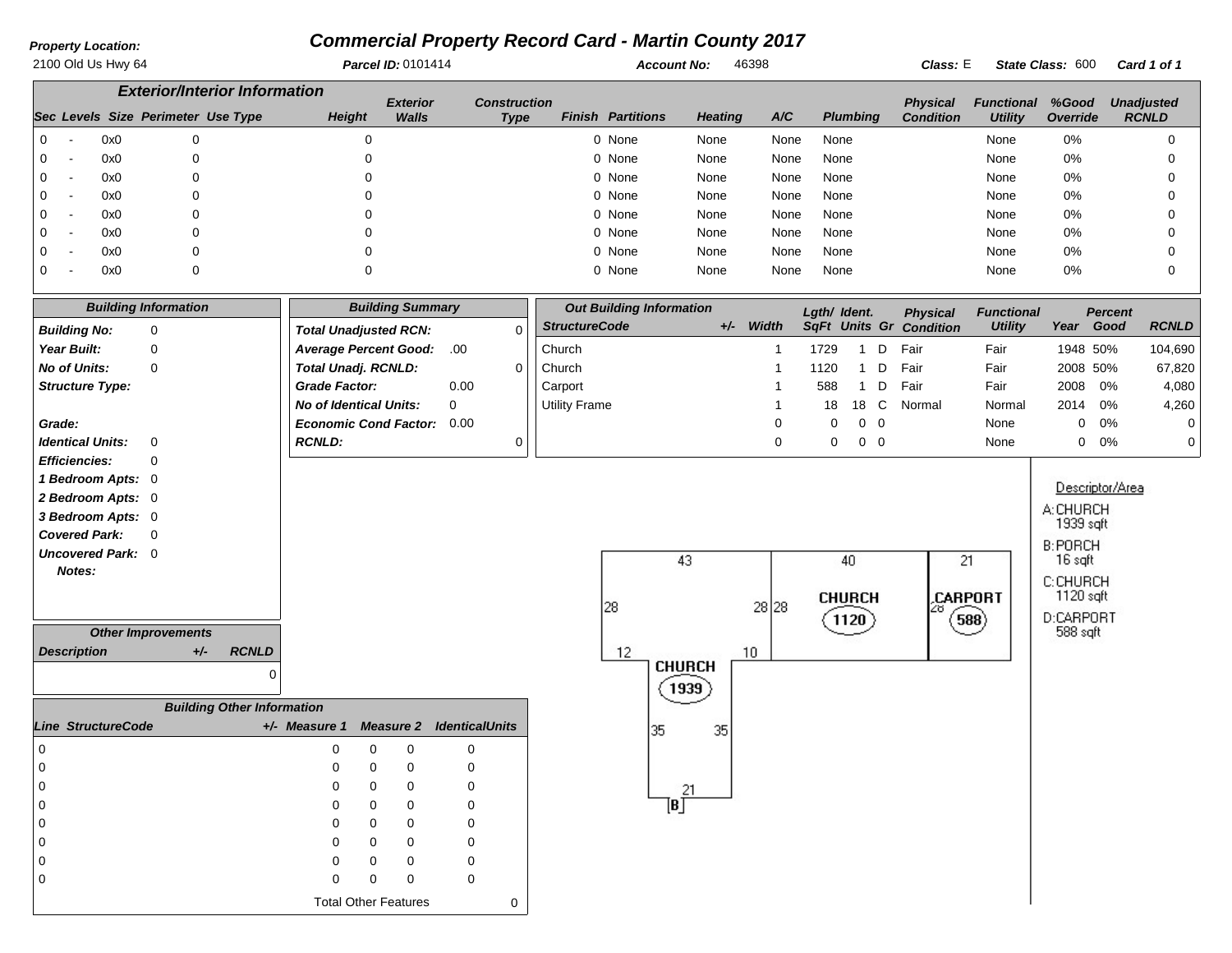**Property Location:**
2100 Old Us Hwy 64

# Commercial Property Record Card - Martin County 2017

**Parcel ID:** 0101414 **Account No:** 46398 **Class:** E **State Class:** 600 **Card 1 of 1**

## Exterior/Interior Information

| Sec | Levels | Size | Perimeter | Use Type | Height | Exterior Walls | Construction Type | Finish | Partitions | Heating | A/C | Plumbing | Physical Condition | Functional Utility | %Good Override | Unadjusted RCNLD |
|---|---|---|---|---|---|---|---|---|---|---|---|---|---|---|---|---|
| 0 | - | 0x0 | 0 | | 0 | | | 0 | None | None | None | None | | None | 0% | 0 |
| 0 | - | 0x0 | 0 | | 0 | | | 0 | None | None | None | None | | None | 0% | 0 |
| 0 | - | 0x0 | 0 | | 0 | | | 0 | None | None | None | None | | None | 0% | 0 |
| 0 | - | 0x0 | 0 | | 0 | | | 0 | None | None | None | None | | None | 0% | 0 |
| 0 | - | 0x0 | 0 | | 0 | | | 0 | None | None | None | None | | None | 0% | 0 |
| 0 | - | 0x0 | 0 | | 0 | | | 0 | None | None | None | None | | None | 0% | 0 |
| 0 | - | 0x0 | 0 | | 0 | | | 0 | None | None | None | None | | None | 0% | 0 |
| 0 | - | 0x0 | 0 | | 0 | | | 0 | None | None | None | None | | None | 0% | 0 |

## Building Information

| | |
|---|---|
| **Building No:** | 0 |
| **Year Built:** | 0 |
| **No of Units:** | 0 |
| **Structure Type:** | |
| **Grade:** | |
| **Identical Units:** | 0 |
| **Efficiencies:** | 0 |
| **1 Bedroom Apts:** | 0 |
| **2 Bedroom Apts:** | 0 |
| **3 Bedroom Apts:** | 0 |
| **Covered Park:** | 0 |
| **Uncovered Park:** | 0 |
| **Notes:** | |

## Building Summary

| | |
|---|---|
| **Total Unadjusted RCN:** | 0 |
| **Average Percent Good:** | .00 |
| **Total Unadj. RCNLD:** | 0 |
| **Grade Factor:** | 0.00 |
| **No of Identical Units:** | 0 |
| **Economic Cond Factor:** | 0.00 |
| **RCNLD:** | 0 |

## Out Building Information

| StructureCode | +/- | Width | Lgth/SqFt | Ident. Units | Gr | Physical Condition | Functional Utility | Year | Percent Good | RCNLD |
|---|---|---|---|---|---|---|---|---|---|---|
| Church | | 1 | 1729 | 1 | D | Fair | Fair | 1948 | 50% | 104,690 |
| Church | | 1 | 1120 | 1 | D | Fair | Fair | 2008 | 50% | 67,820 |
| Carport | | 1 | 588 | 1 | D | Fair | Fair | 2008 | 0% | 4,080 |
| Utility Frame | | 1 | 18 | 18 | C | Normal | Normal | 2014 | 0% | 4,260 |
| | | 0 | 0 | 0 | 0 | | None | 0 | 0% | 0 |
| | | 0 | 0 | 0 | 0 | | None | 0 | 0% | 0 |

## Other Improvements

| Description | +/- | RCNLD |
|---|---|---|
| | | 0 |

## Building Other Information

| Line | StructureCode | +/- | Measure 1 | Measure 2 | | IdenticalUnits |
|---|---|---|---|---|---|---|
| 0 | | | 0 | 0 | 0 | 0 |
| 0 | | | 0 | 0 | 0 | 0 |
| 0 | | | 0 | 0 | 0 | 0 |
| 0 | | | 0 | 0 | 0 | 0 |
| 0 | | | 0 | 0 | 0 | 0 |
| 0 | | | 0 | 0 | 0 | 0 |
| 0 | | | 0 | 0 | 0 | 0 |
| 0 | | | 0 | 0 | 0 | 0 |

Total Other Features 0

43
40
21
28
28
28
28
CHURCH
1120
CARPORT
588
12
10
CHURCH
1939
35
35
21
B

Descriptor/Area

A: CHURCH
1939 sqft

B: PORCH
16 sqft

C: CHURCH
1120 sqft

D: CARPORT
588 sqft